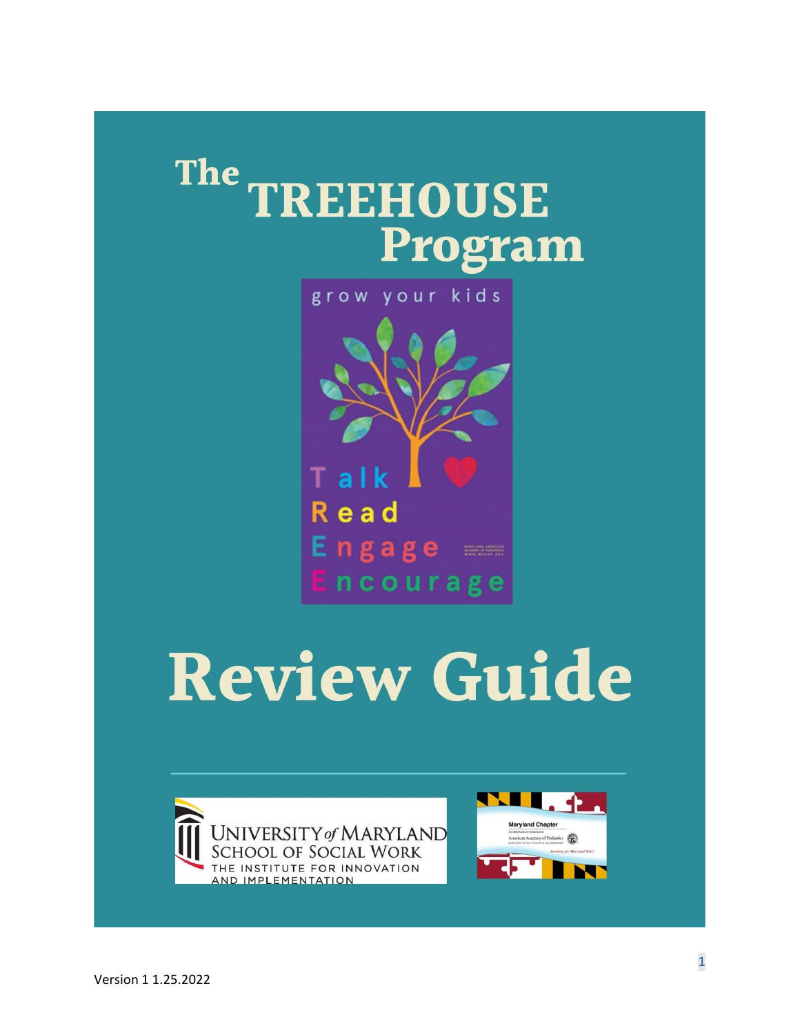# The TREEHOUSE Program

grow your kids

**T**alk
**R**ead
**E**ngage
**E**ncourage

# Review Guide

UNIVERSITY of MARYLAND
SCHOOL OF SOCIAL WORK
THE INSTITUTE FOR INNOVATION AND IMPLEMENTATION

Maryland Chapter
American Academy of Pediatrics

Version 1 1.25.2022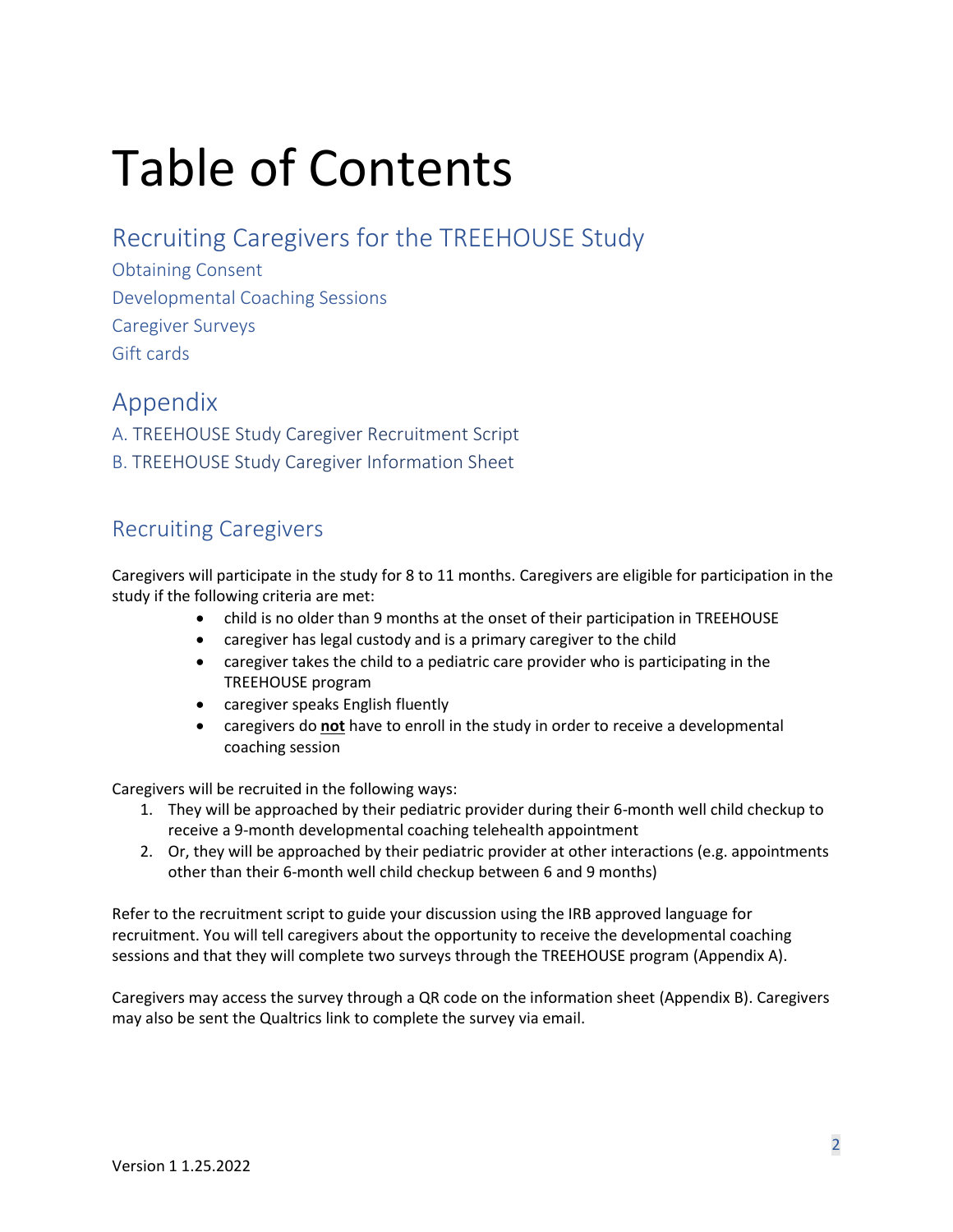# Table of Contents

## Recruiting Caregivers for the TREEHOUSE Study

Obtaining Consent

Developmental Coaching Sessions

Caregiver Surveys

Gift cards

## Appendix

A. TREEHOUSE Study Caregiver Recruitment Script

B. TREEHOUSE Study Caregiver Information Sheet

## Recruiting Caregivers

Caregivers will participate in the study for 8 to 11 months. Caregivers are eligible for participation in the study if the following criteria are met:

- child is no older than 9 months at the onset of their participation in TREEHOUSE
- caregiver has legal custody and is a primary caregiver to the child
- caregiver takes the child to a pediatric care provider who is participating in the TREEHOUSE program
- caregiver speaks English fluently
- caregivers do <u>**not**</u> have to enroll in the study in order to receive a developmental coaching session

Caregivers will be recruited in the following ways:

1. They will be approached by their pediatric provider during their 6-month well child checkup to receive a 9-month developmental coaching telehealth appointment
2. Or, they will be approached by their pediatric provider at other interactions (e.g. appointments other than their 6-month well child checkup between 6 and 9 months)

Refer to the recruitment script to guide your discussion using the IRB approved language for recruitment. You will tell caregivers about the opportunity to receive the developmental coaching sessions and that they will complete two surveys through the TREEHOUSE program (Appendix A).

Caregivers may access the survey through a QR code on the information sheet (Appendix B). Caregivers may also be sent the Qualtrics link to complete the survey via email.

Version 1 1.25.2022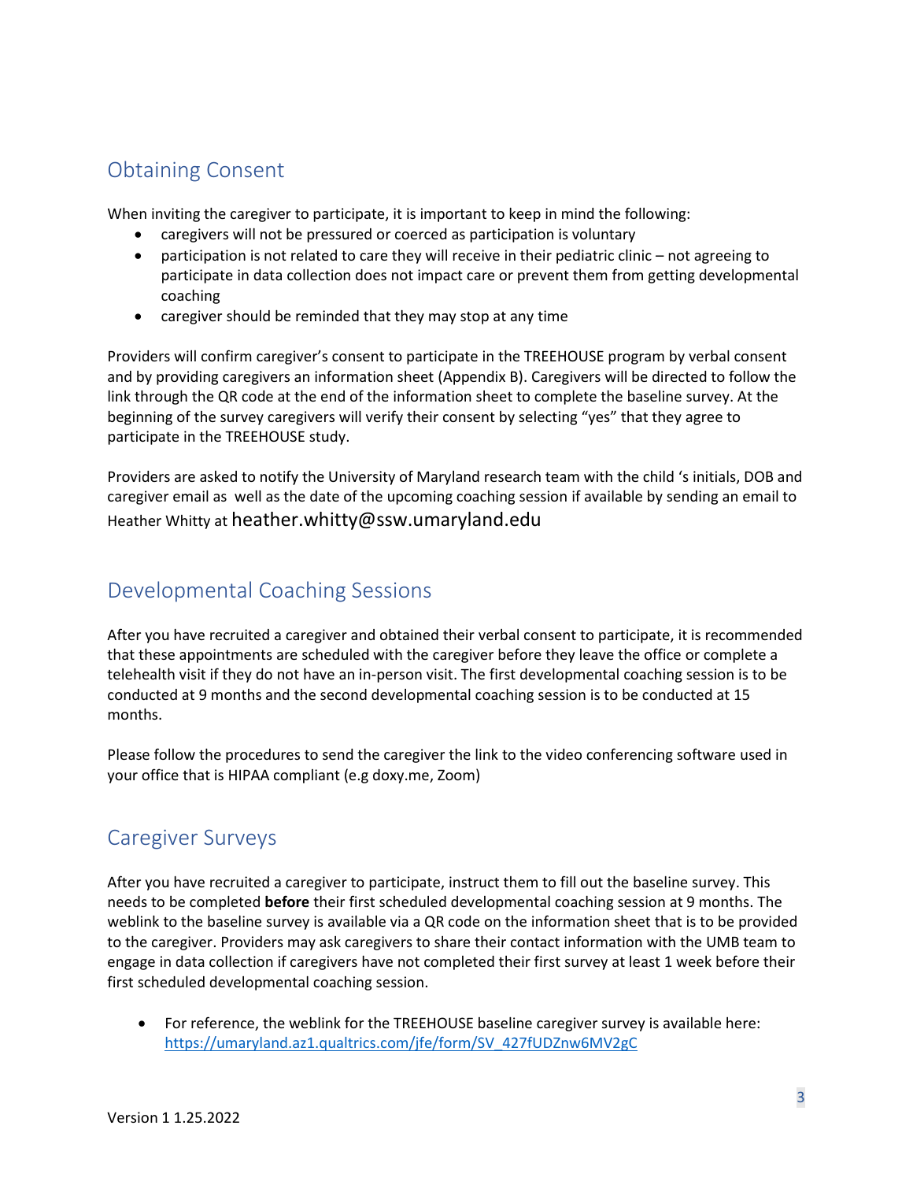## Obtaining Consent

When inviting the caregiver to participate, it is important to keep in mind the following:

- caregivers will not be pressured or coerced as participation is voluntary
- participation is not related to care they will receive in their pediatric clinic – not agreeing to participate in data collection does not impact care or prevent them from getting developmental coaching
- caregiver should be reminded that they may stop at any time

Providers will confirm caregiver's consent to participate in the TREEHOUSE program by verbal consent and by providing caregivers an information sheet (Appendix B). Caregivers will be directed to follow the link through the QR code at the end of the information sheet to complete the baseline survey. At the beginning of the survey caregivers will verify their consent by selecting "yes" that they agree to participate in the TREEHOUSE study.

Providers are asked to notify the University of Maryland research team with the child 's initials, DOB and caregiver email as well as the date of the upcoming coaching session if available by sending an email to Heather Whitty at heather.whitty@ssw.umaryland.edu

## Developmental Coaching Sessions

After you have recruited a caregiver and obtained their verbal consent to participate, it is recommended that these appointments are scheduled with the caregiver before they leave the office or complete a telehealth visit if they do not have an in-person visit. The first developmental coaching session is to be conducted at 9 months and the second developmental coaching session is to be conducted at 15 months.

Please follow the procedures to send the caregiver the link to the video conferencing software used in your office that is HIPAA compliant (e.g doxy.me, Zoom)

## Caregiver Surveys

After you have recruited a caregiver to participate, instruct them to fill out the baseline survey. This needs to be completed **before** their first scheduled developmental coaching session at 9 months. The weblink to the baseline survey is available via a QR code on the information sheet that is to be provided to the caregiver. Providers may ask caregivers to share their contact information with the UMB team to engage in data collection if caregivers have not completed their first survey at least 1 week before their first scheduled developmental coaching session.

- For reference, the weblink for the TREEHOUSE baseline caregiver survey is available here: https://umaryland.az1.qualtrics.com/jfe/form/SV_427fUDZnw6MV2gC

Version 1 1.25.2022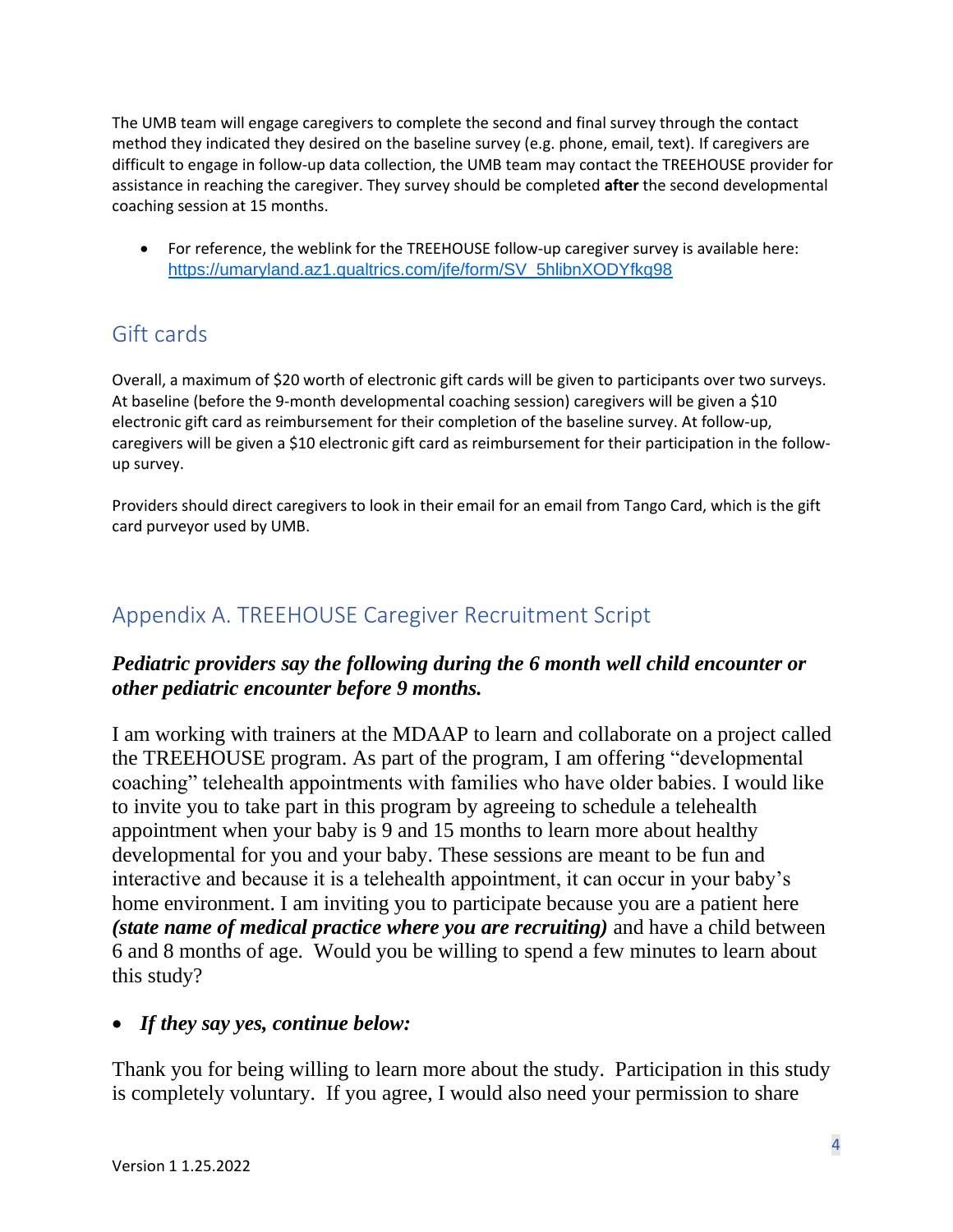The UMB team will engage caregivers to complete the second and final survey through the contact method they indicated they desired on the baseline survey (e.g. phone, email, text). If caregivers are difficult to engage in follow-up data collection, the UMB team may contact the TREEHOUSE provider for assistance in reaching the caregiver. They survey should be completed **after** the second developmental coaching session at 15 months.

- For reference, the weblink for the TREEHOUSE follow-up caregiver survey is available here: https://umaryland.az1.qualtrics.com/jfe/form/SV_5hlibnXODYfkg98

## Gift cards

Overall, a maximum of $20 worth of electronic gift cards will be given to participants over two surveys. At baseline (before the 9-month developmental coaching session) caregivers will be given a $10 electronic gift card as reimbursement for their completion of the baseline survey. At follow-up, caregivers will be given a $10 electronic gift card as reimbursement for their participation in the follow-up survey.

Providers should direct caregivers to look in their email for an email from Tango Card, which is the gift card purveyor used by UMB.

## Appendix A. TREEHOUSE Caregiver Recruitment Script

***Pediatric providers say the following during the 6 month well child encounter or other pediatric encounter before 9 months.***

I am working with trainers at the MDAAP to learn and collaborate on a project called the TREEHOUSE program. As part of the program, I am offering "developmental coaching" telehealth appointments with families who have older babies. I would like to invite you to take part in this program by agreeing to schedule a telehealth appointment when your baby is 9 and 15 months to learn more about healthy developmental for you and your baby. These sessions are meant to be fun and interactive and because it is a telehealth appointment, it can occur in your baby's home environment. I am inviting you to participate because you are a patient here ***(state name of medical practice where you are recruiting)*** and have a child between 6 and 8 months of age. Would you be willing to spend a few minutes to learn about this study?

- ***If they say yes, continue below:***

Thank you for being willing to learn more about the study. Participation in this study is completely voluntary. If you agree, I would also need your permission to share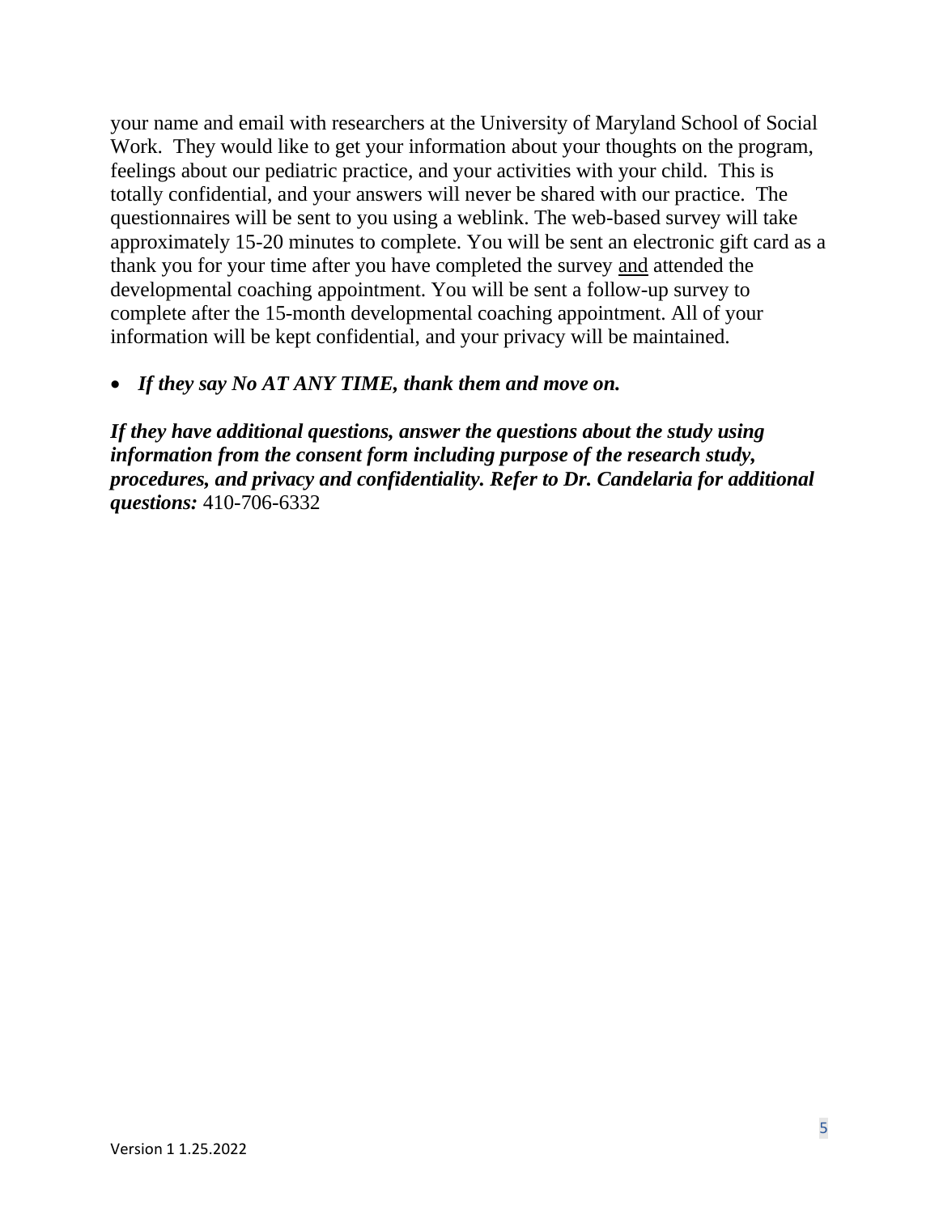your name and email with researchers at the University of Maryland School of Social Work. They would like to get your information about your thoughts on the program, feelings about our pediatric practice, and your activities with your child. This is totally confidential, and your answers will never be shared with our practice. The questionnaires will be sent to you using a weblink. The web-based survey will take approximately 15-20 minutes to complete. You will be sent an electronic gift card as a thank you for your time after you have completed the survey <u>and</u> attended the developmental coaching appointment. You will be sent a follow-up survey to complete after the 15-month developmental coaching appointment. All of your information will be kept confidential, and your privacy will be maintained.

- ***If they say No AT ANY TIME, thank them and move on.***

***If they have additional questions, answer the questions about the study using information from the consent form including purpose of the research study, procedures, and privacy and confidentiality. Refer to Dr. Candelaria for additional questions:*** 410-706-6332

Version 1 1.25.2022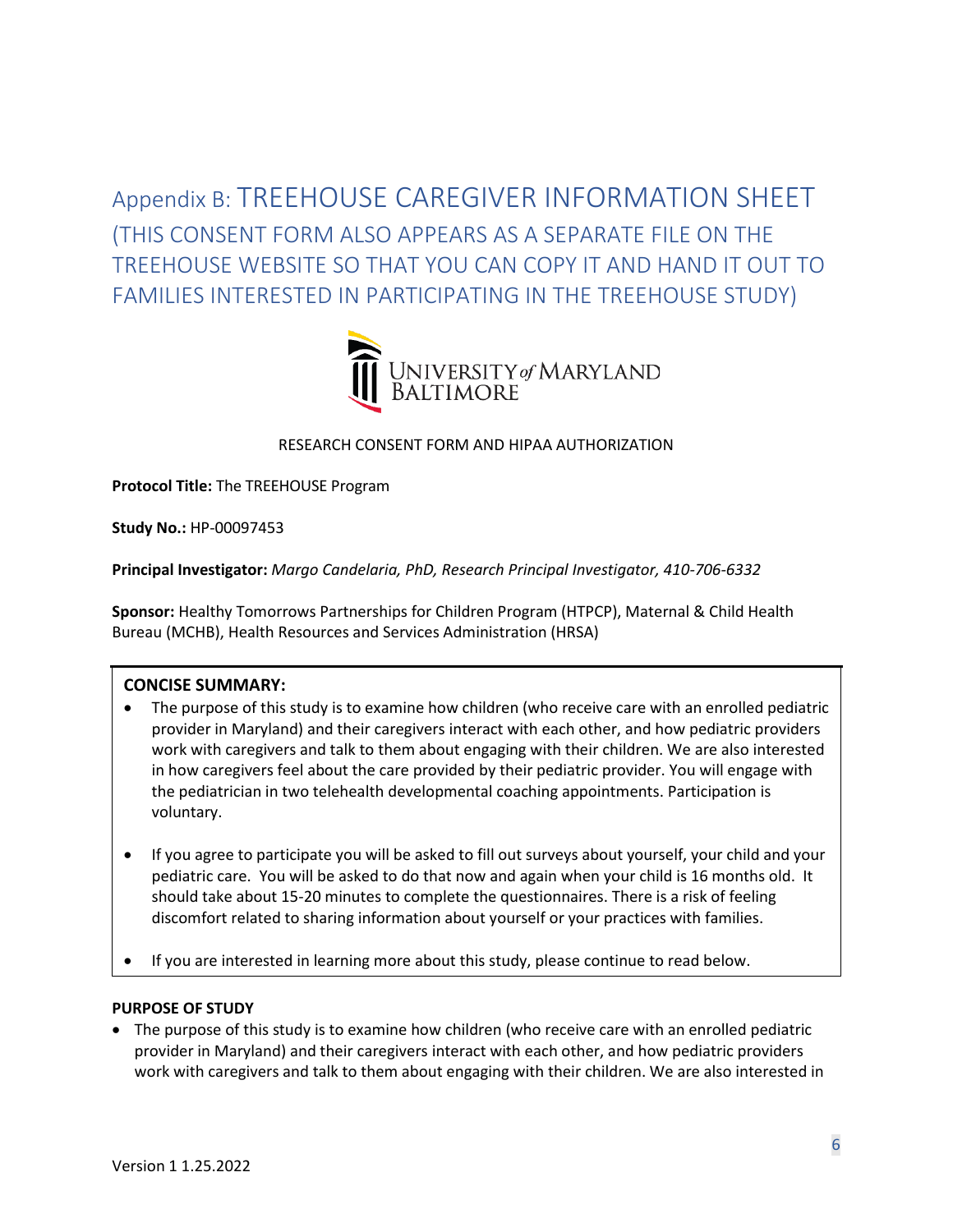# Appendix B: TREEHOUSE CAREGIVER INFORMATION SHEET (THIS CONSENT FORM ALSO APPEARS AS A SEPARATE FILE ON THE TREEHOUSE WEBSITE SO THAT YOU CAN COPY IT AND HAND IT OUT TO FAMILIES INTERESTED IN PARTICIPATING IN THE TREEHOUSE STUDY)

UNIVERSITY *of* MARYLAND BALTIMORE

RESEARCH CONSENT FORM AND HIPAA AUTHORIZATION

**Protocol Title:** The TREEHOUSE Program

**Study No.:** HP-00097453

**Principal Investigator:** *Margo Candelaria, PhD, Research Principal Investigator, 410-706-6332*

**Sponsor:** Healthy Tomorrows Partnerships for Children Program (HTPCP), Maternal & Child Health Bureau (MCHB), Health Resources and Services Administration (HRSA)

**CONCISE SUMMARY:**

- The purpose of this study is to examine how children (who receive care with an enrolled pediatric provider in Maryland) and their caregivers interact with each other, and how pediatric providers work with caregivers and talk to them about engaging with their children. We are also interested in how caregivers feel about the care provided by their pediatric provider. You will engage with the pediatrician in two telehealth developmental coaching appointments. Participation is voluntary.
- If you agree to participate you will be asked to fill out surveys about yourself, your child and your pediatric care. You will be asked to do that now and again when your child is 16 months old. It should take about 15-20 minutes to complete the questionnaires. There is a risk of feeling discomfort related to sharing information about yourself or your practices with families.
- If you are interested in learning more about this study, please continue to read below.

**PURPOSE OF STUDY**

- The purpose of this study is to examine how children (who receive care with an enrolled pediatric provider in Maryland) and their caregivers interact with each other, and how pediatric providers work with caregivers and talk to them about engaging with their children. We are also interested in

Version 1 1.25.2022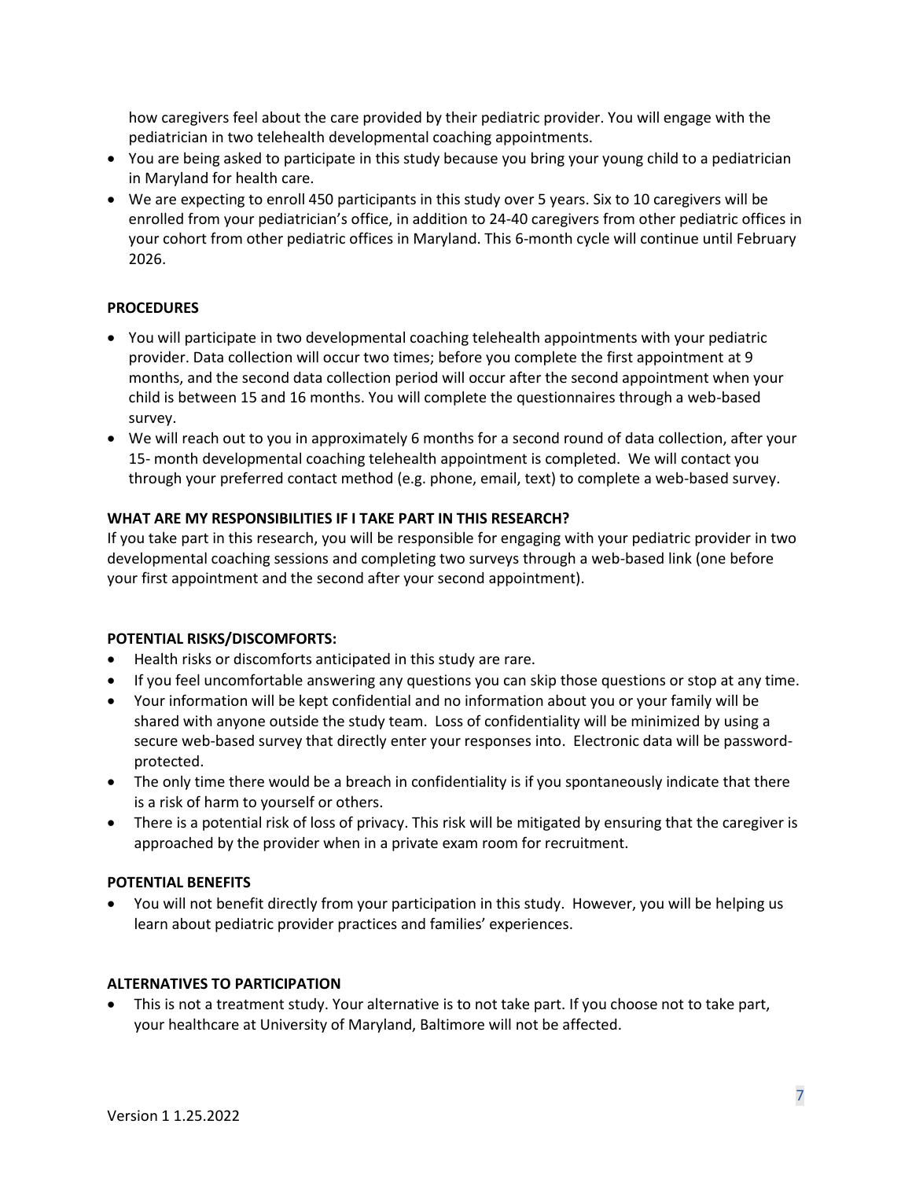how caregivers feel about the care provided by their pediatric provider. You will engage with the pediatrician in two telehealth developmental coaching appointments.

- You are being asked to participate in this study because you bring your young child to a pediatrician in Maryland for health care.
- We are expecting to enroll 450 participants in this study over 5 years. Six to 10 caregivers will be enrolled from your pediatrician's office, in addition to 24-40 caregivers from other pediatric offices in your cohort from other pediatric offices in Maryland. This 6-month cycle will continue until February 2026.

**PROCEDURES**

- You will participate in two developmental coaching telehealth appointments with your pediatric provider. Data collection will occur two times; before you complete the first appointment at 9 months, and the second data collection period will occur after the second appointment when your child is between 15 and 16 months. You will complete the questionnaires through a web-based survey.
- We will reach out to you in approximately 6 months for a second round of data collection, after your 15- month developmental coaching telehealth appointment is completed. We will contact you through your preferred contact method (e.g. phone, email, text) to complete a web-based survey.

**WHAT ARE MY RESPONSIBILITIES IF I TAKE PART IN THIS RESEARCH?**

If you take part in this research, you will be responsible for engaging with your pediatric provider in two developmental coaching sessions and completing two surveys through a web-based link (one before your first appointment and the second after your second appointment).

**POTENTIAL RISKS/DISCOMFORTS:**

- Health risks or discomforts anticipated in this study are rare.
- If you feel uncomfortable answering any questions you can skip those questions or stop at any time.
- Your information will be kept confidential and no information about you or your family will be shared with anyone outside the study team. Loss of confidentiality will be minimized by using a secure web-based survey that directly enter your responses into. Electronic data will be password-protected.
- The only time there would be a breach in confidentiality is if you spontaneously indicate that there is a risk of harm to yourself or others.
- There is a potential risk of loss of privacy. This risk will be mitigated by ensuring that the caregiver is approached by the provider when in a private exam room for recruitment.

**POTENTIAL BENEFITS**

- You will not benefit directly from your participation in this study. However, you will be helping us learn about pediatric provider practices and families' experiences.

**ALTERNATIVES TO PARTICIPATION**

- This is not a treatment study. Your alternative is to not take part. If you choose not to take part, your healthcare at University of Maryland, Baltimore will not be affected.

Version 1 1.25.2022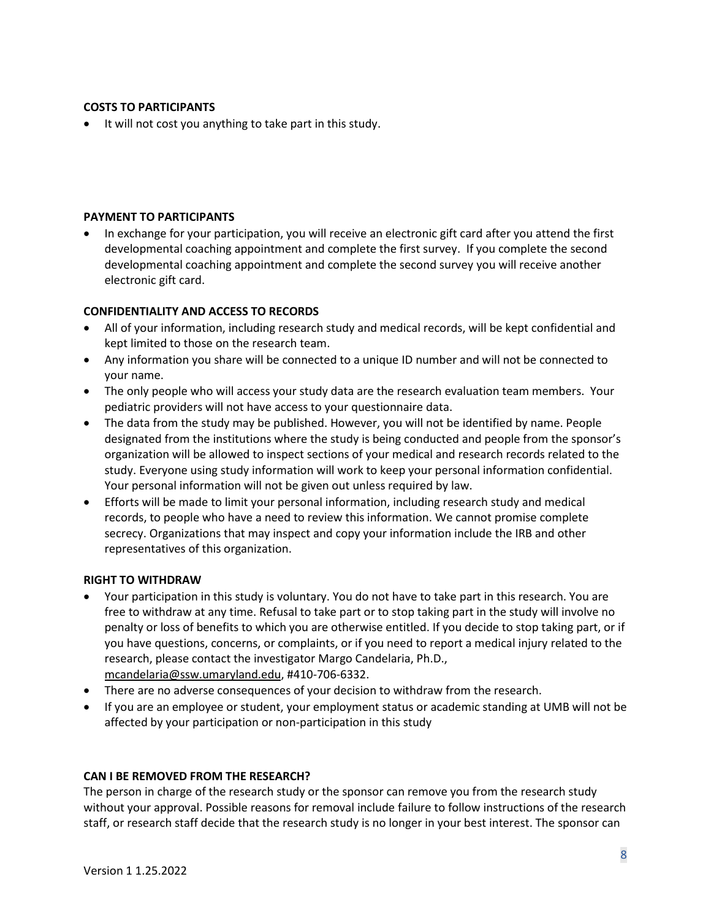**COSTS TO PARTICIPANTS**

- It will not cost you anything to take part in this study.

**PAYMENT TO PARTICIPANTS**

- In exchange for your participation, you will receive an electronic gift card after you attend the first developmental coaching appointment and complete the first survey. If you complete the second developmental coaching appointment and complete the second survey you will receive another electronic gift card.

**CONFIDENTIALITY AND ACCESS TO RECORDS**

- All of your information, including research study and medical records, will be kept confidential and kept limited to those on the research team.
- Any information you share will be connected to a unique ID number and will not be connected to your name.
- The only people who will access your study data are the research evaluation team members. Your pediatric providers will not have access to your questionnaire data.
- The data from the study may be published. However, you will not be identified by name. People designated from the institutions where the study is being conducted and people from the sponsor's organization will be allowed to inspect sections of your medical and research records related to the study. Everyone using study information will work to keep your personal information confidential. Your personal information will not be given out unless required by law.
- Efforts will be made to limit your personal information, including research study and medical records, to people who have a need to review this information. We cannot promise complete secrecy. Organizations that may inspect and copy your information include the IRB and other representatives of this organization.

**RIGHT TO WITHDRAW**

- Your participation in this study is voluntary. You do not have to take part in this research. You are free to withdraw at any time. Refusal to take part or to stop taking part in the study will involve no penalty or loss of benefits to which you are otherwise entitled. If you decide to stop taking part, or if you have questions, concerns, or complaints, or if you need to report a medical injury related to the research, please contact the investigator Margo Candelaria, Ph.D., mcandelaria@ssw.umaryland.edu, #410-706-6332.
- There are no adverse consequences of your decision to withdraw from the research.
- If you are an employee or student, your employment status or academic standing at UMB will not be affected by your participation or non-participation in this study

**CAN I BE REMOVED FROM THE RESEARCH?**

The person in charge of the research study or the sponsor can remove you from the research study without your approval. Possible reasons for removal include failure to follow instructions of the research staff, or research staff decide that the research study is no longer in your best interest. The sponsor can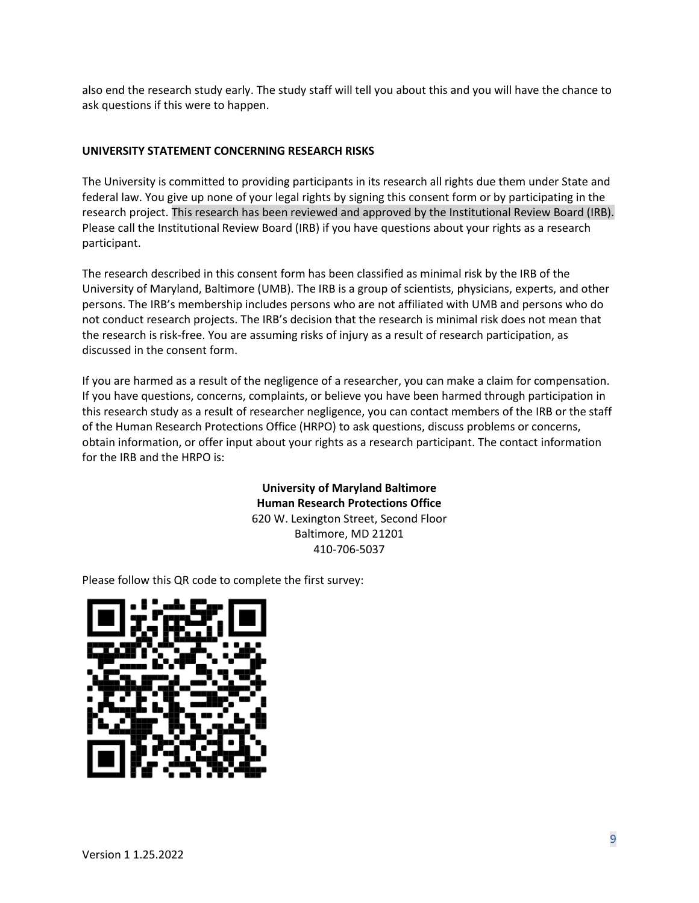also end the research study early. The study staff will tell you about this and you will have the chance to ask questions if this were to happen.

**UNIVERSITY STATEMENT CONCERNING RESEARCH RISKS**

The University is committed to providing participants in its research all rights due them under State and federal law. You give up none of your legal rights by signing this consent form or by participating in the research project. This research has been reviewed and approved by the Institutional Review Board (IRB). Please call the Institutional Review Board (IRB) if you have questions about your rights as a research participant.

The research described in this consent form has been classified as minimal risk by the IRB of the University of Maryland, Baltimore (UMB). The IRB is a group of scientists, physicians, experts, and other persons. The IRB's membership includes persons who are not affiliated with UMB and persons who do not conduct research projects. The IRB's decision that the research is minimal risk does not mean that the research is risk-free. You are assuming risks of injury as a result of research participation, as discussed in the consent form.

If you are harmed as a result of the negligence of a researcher, you can make a claim for compensation. If you have questions, concerns, complaints, or believe you have been harmed through participation in this research study as a result of researcher negligence, you can contact members of the IRB or the staff of the Human Research Protections Office (HRPO) to ask questions, discuss problems or concerns, obtain information, or offer input about your rights as a research participant. The contact information for the IRB and the HRPO is:

**University of Maryland Baltimore**
**Human Research Protections Office**
620 W. Lexington Street, Second Floor
Baltimore, MD 21201
410-706-5037

Please follow this QR code to complete the first survey:

Version 1 1.25.2022